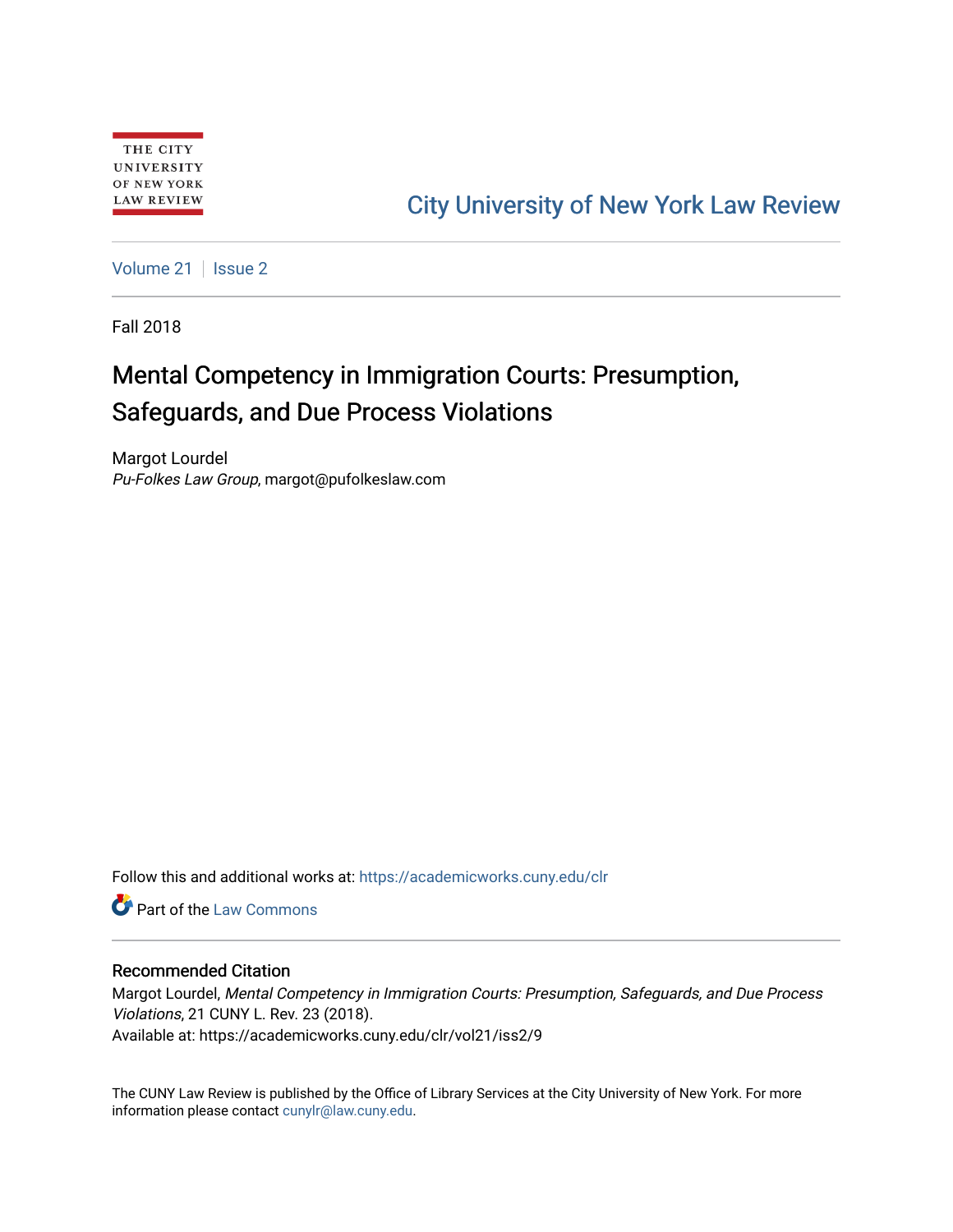THE CITY UNIVERSITY OF NEW YORK LAW REVIEW

City University of New York Law Review

Volume 21 | Issue 2

Fall 2018

# Mental Competency in Immigration Courts: Presumption, Safeguards, and Due Process Violations

Margot Lourdel
*Pu-Folkes Law Group*, margot@pufolkeslaw.com

Follow this and additional works at: https://academicworks.cuny.edu/clr

Part of the Law Commons

### Recommended Citation

Margot Lourdel, *Mental Competency in Immigration Courts: Presumption, Safeguards, and Due Process Violations*, 21 CUNY L. Rev. 23 (2018).
Available at: https://academicworks.cuny.edu/clr/vol21/iss2/9

The CUNY Law Review is published by the Office of Library Services at the City University of New York. For more information please contact cunylr@law.cuny.edu.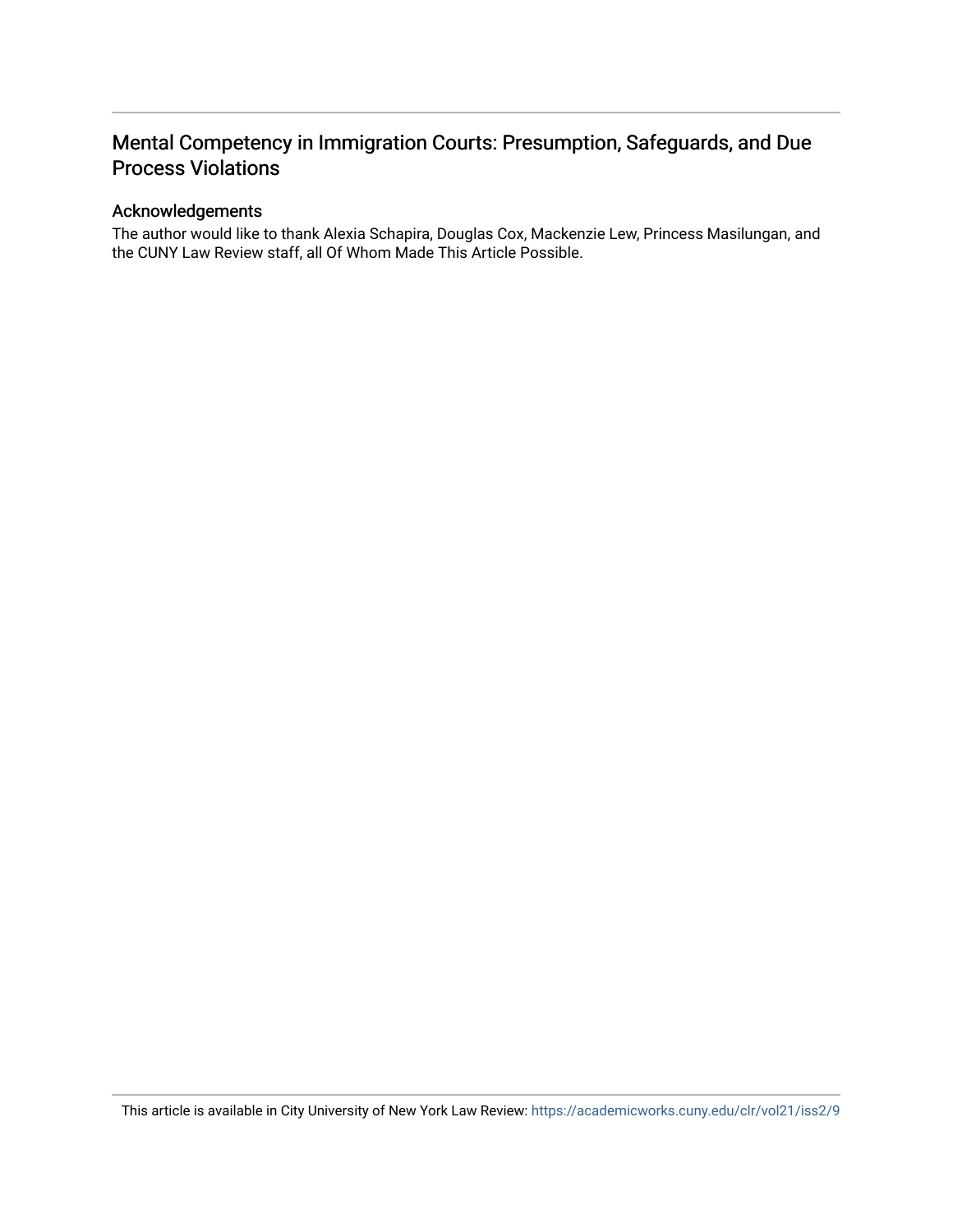# Mental Competency in Immigration Courts: Presumption, Safeguards, and Due Process Violations

## Acknowledgements

The author would like to thank Alexia Schapira, Douglas Cox, Mackenzie Lew, Princess Masilungan, and the CUNY Law Review staff, all Of Whom Made This Article Possible.

This article is available in City University of New York Law Review: https://academicworks.cuny.edu/clr/vol21/iss2/9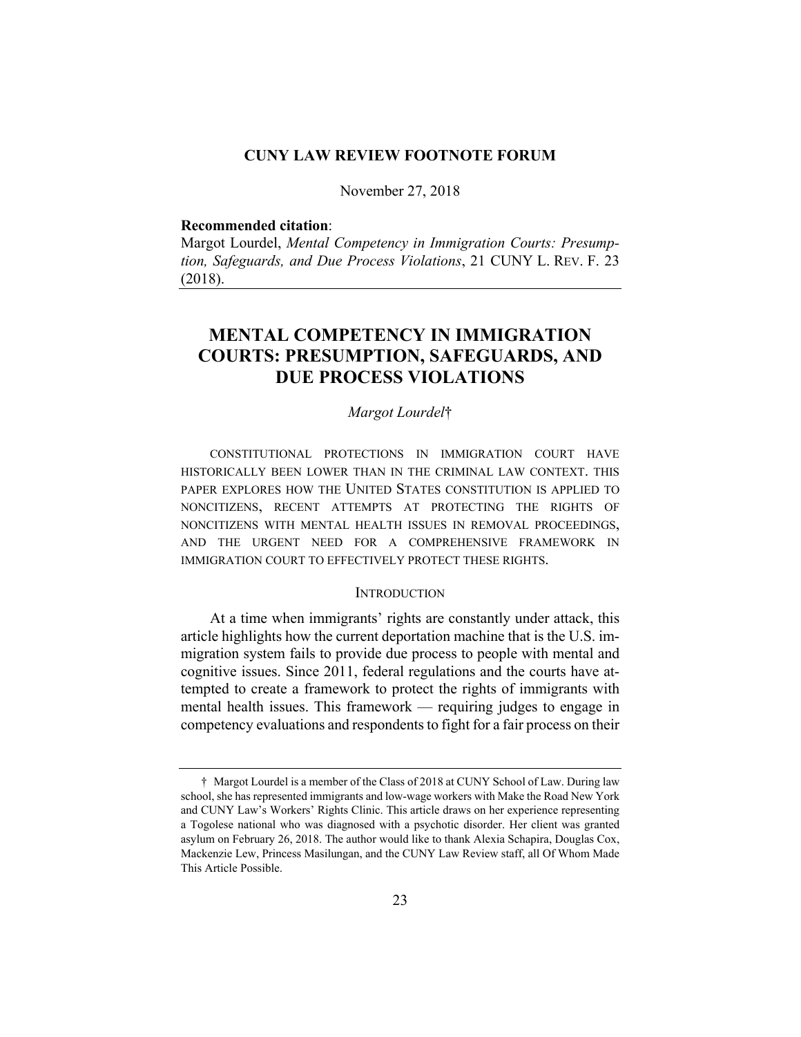**CUNY LAW REVIEW FOOTNOTE FORUM**

November 27, 2018

**Recommended citation**:
Margot Lourdel, *Mental Competency in Immigration Courts: Presumption, Safeguards, and Due Process Violations*, 21 CUNY L. REV. F. 23 (2018).

# MENTAL COMPETENCY IN IMMIGRATION COURTS: PRESUMPTION, SAFEGUARDS, AND DUE PROCESS VIOLATIONS

*Margot Lourdel*†

CONSTITUTIONAL PROTECTIONS IN IMMIGRATION COURT HAVE HISTORICALLY BEEN LOWER THAN IN THE CRIMINAL LAW CONTEXT. THIS PAPER EXPLORES HOW THE UNITED STATES CONSTITUTION IS APPLIED TO NONCITIZENS, RECENT ATTEMPTS AT PROTECTING THE RIGHTS OF NONCITIZENS WITH MENTAL HEALTH ISSUES IN REMOVAL PROCEEDINGS, AND THE URGENT NEED FOR A COMPREHENSIVE FRAMEWORK IN IMMIGRATION COURT TO EFFECTIVELY PROTECT THESE RIGHTS.

## INTRODUCTION

At a time when immigrants' rights are constantly under attack, this article highlights how the current deportation machine that is the U.S. immigration system fails to provide due process to people with mental and cognitive issues. Since 2011, federal regulations and the courts have attempted to create a framework to protect the rights of immigrants with mental health issues. This framework — requiring judges to engage in competency evaluations and respondents to fight for a fair process on their

---

† Margot Lourdel is a member of the Class of 2018 at CUNY School of Law. During law school, she has represented immigrants and low-wage workers with Make the Road New York and CUNY Law's Workers' Rights Clinic. This article draws on her experience representing a Togolese national who was diagnosed with a psychotic disorder. Her client was granted asylum on February 26, 2018. The author would like to thank Alexia Schapira, Douglas Cox, Mackenzie Lew, Princess Masilungan, and the CUNY Law Review staff, all Of Whom Made This Article Possible.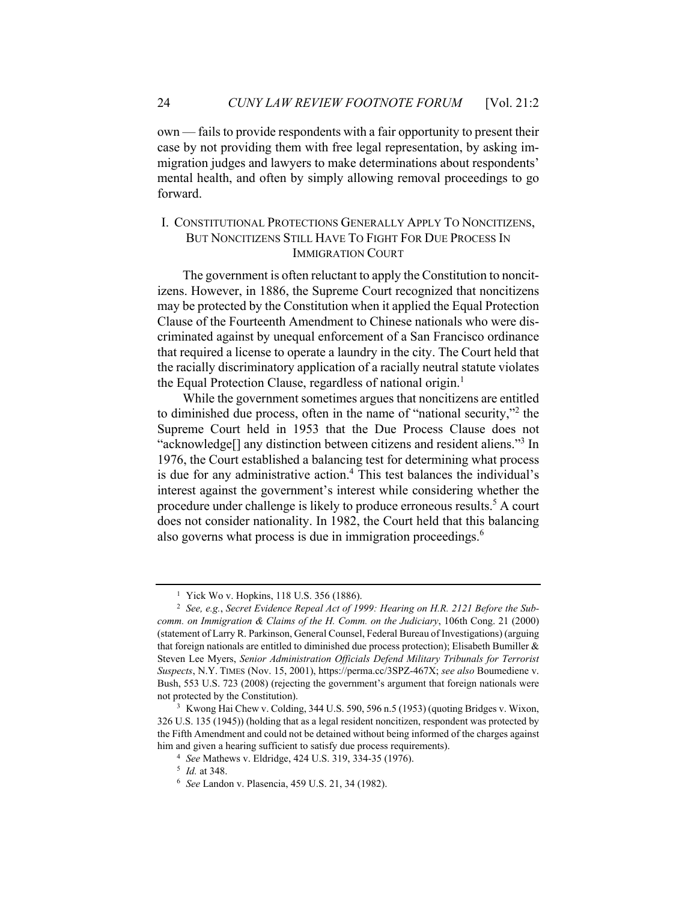own — fails to provide respondents with a fair opportunity to present their case by not providing them with free legal representation, by asking immigration judges and lawyers to make determinations about respondents' mental health, and often by simply allowing removal proceedings to go forward.

## I. Constitutional Protections Generally Apply To Noncitizens, But Noncitizens Still Have To Fight For Due Process In Immigration Court

The government is often reluctant to apply the Constitution to noncitizens. However, in 1886, the Supreme Court recognized that noncitizens may be protected by the Constitution when it applied the Equal Protection Clause of the Fourteenth Amendment to Chinese nationals who were discriminated against by unequal enforcement of a San Francisco ordinance that required a license to operate a laundry in the city. The Court held that the racially discriminatory application of a racially neutral statute violates the Equal Protection Clause, regardless of national origin.[1]

While the government sometimes argues that noncitizens are entitled to diminished due process, often in the name of "national security,"[2] the Supreme Court held in 1953 that the Due Process Clause does not "acknowledge[] any distinction between citizens and resident aliens."[3] In 1976, the Court established a balancing test for determining what process is due for any administrative action.[4] This test balances the individual's interest against the government's interest while considering whether the procedure under challenge is likely to produce erroneous results.[5] A court does not consider nationality. In 1982, the Court held that this balancing also governs what process is due in immigration proceedings.[6]

---

[1] Yick Wo v. Hopkins, 118 U.S. 356 (1886).

[2] *See, e.g.*, *Secret Evidence Repeal Act of 1999: Hearing on H.R. 2121 Before the Subcomm. on Immigration & Claims of the H. Comm. on the Judiciary*, 106th Cong. 21 (2000) (statement of Larry R. Parkinson, General Counsel, Federal Bureau of Investigations) (arguing that foreign nationals are entitled to diminished due process protection); Elisabeth Bumiller & Steven Lee Myers, *Senior Administration Officials Defend Military Tribunals for Terrorist Suspects*, N.Y. TIMES (Nov. 15, 2001), https://perma.cc/3SPZ-467X; *see also* Boumediene v. Bush, 553 U.S. 723 (2008) (rejecting the government's argument that foreign nationals were not protected by the Constitution).

[3] Kwong Hai Chew v. Colding, 344 U.S. 590, 596 n.5 (1953) (quoting Bridges v. Wixon, 326 U.S. 135 (1945)) (holding that as a legal resident noncitizen, respondent was protected by the Fifth Amendment and could not be detained without being informed of the charges against him and given a hearing sufficient to satisfy due process requirements).

[4] *See* Mathews v. Eldridge, 424 U.S. 319, 334-35 (1976).

[5] *Id.* at 348.

[6] *See* Landon v. Plasencia, 459 U.S. 21, 34 (1982).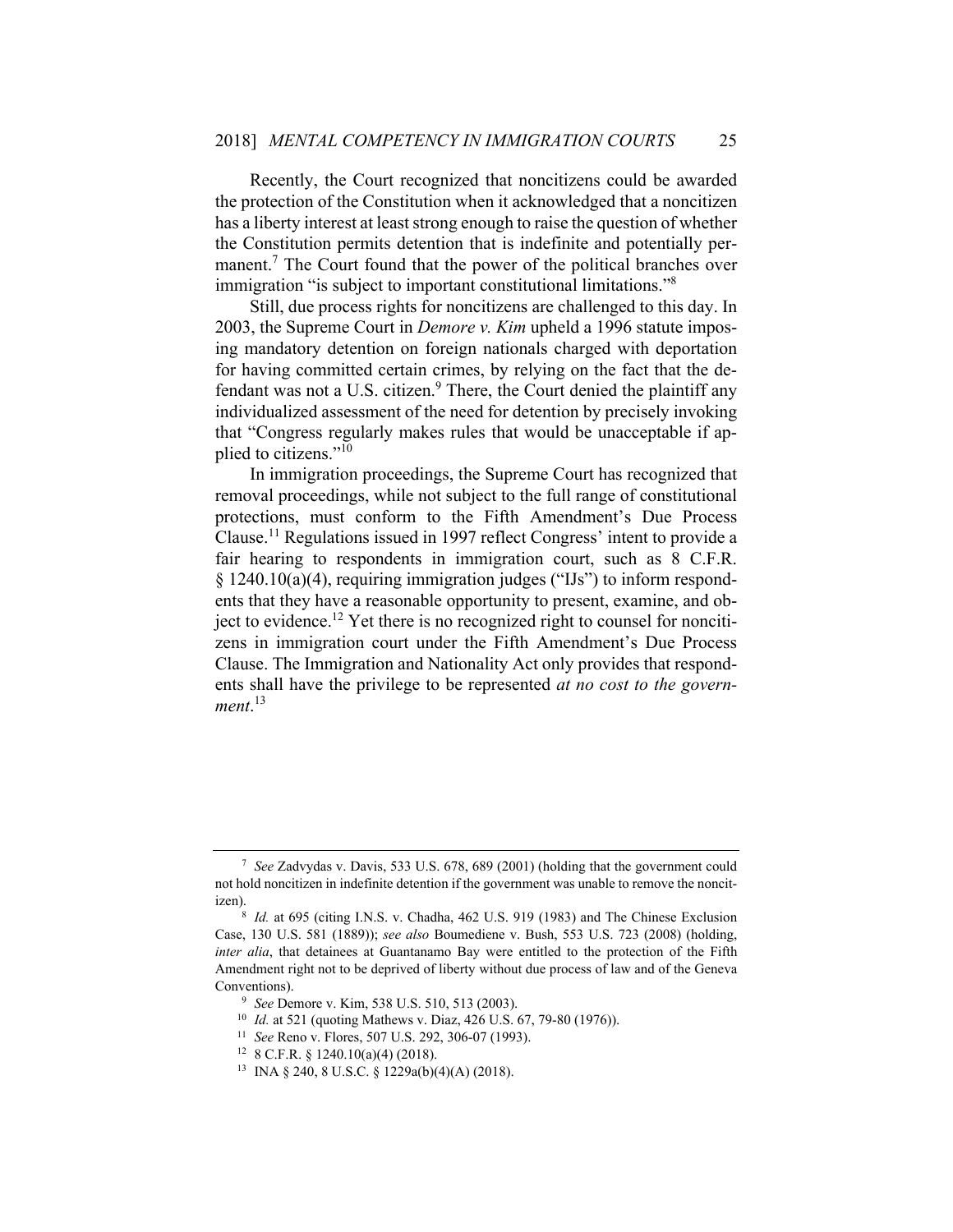Recently, the Court recognized that noncitizens could be awarded the protection of the Constitution when it acknowledged that a noncitizen has a liberty interest at least strong enough to raise the question of whether the Constitution permits detention that is indefinite and potentially permanent.[7] The Court found that the power of the political branches over immigration "is subject to important constitutional limitations."[8]

Still, due process rights for noncitizens are challenged to this day. In 2003, the Supreme Court in *Demore v. Kim* upheld a 1996 statute imposing mandatory detention on foreign nationals charged with deportation for having committed certain crimes, by relying on the fact that the defendant was not a U.S. citizen.[9] There, the Court denied the plaintiff any individualized assessment of the need for detention by precisely invoking that "Congress regularly makes rules that would be unacceptable if applied to citizens."[10]

In immigration proceedings, the Supreme Court has recognized that removal proceedings, while not subject to the full range of constitutional protections, must conform to the Fifth Amendment's Due Process Clause.[11] Regulations issued in 1997 reflect Congress' intent to provide a fair hearing to respondents in immigration court, such as 8 C.F.R. § 1240.10(a)(4), requiring immigration judges ("IJs") to inform respondents that they have a reasonable opportunity to present, examine, and object to evidence.[12] Yet there is no recognized right to counsel for noncitizens in immigration court under the Fifth Amendment's Due Process Clause. The Immigration and Nationality Act only provides that respondents shall have the privilege to be represented *at no cost to the government*.[13]

---

[7] *See* Zadvydas v. Davis, 533 U.S. 678, 689 (2001) (holding that the government could not hold noncitizen in indefinite detention if the government was unable to remove the noncitizen).

[8] *Id.* at 695 (citing I.N.S. v. Chadha, 462 U.S. 919 (1983) and The Chinese Exclusion Case, 130 U.S. 581 (1889)); *see also* Boumediene v. Bush, 553 U.S. 723 (2008) (holding, *inter alia*, that detainees at Guantanamo Bay were entitled to the protection of the Fifth Amendment right not to be deprived of liberty without due process of law and of the Geneva Conventions).

[9] *See* Demore v. Kim, 538 U.S. 510, 513 (2003).

[10] *Id.* at 521 (quoting Mathews v. Diaz, 426 U.S. 67, 79-80 (1976)).

[11] *See* Reno v. Flores, 507 U.S. 292, 306-07 (1993).

[12] 8 C.F.R. § 1240.10(a)(4) (2018).

[13] INA § 240, 8 U.S.C. § 1229a(b)(4)(A) (2018).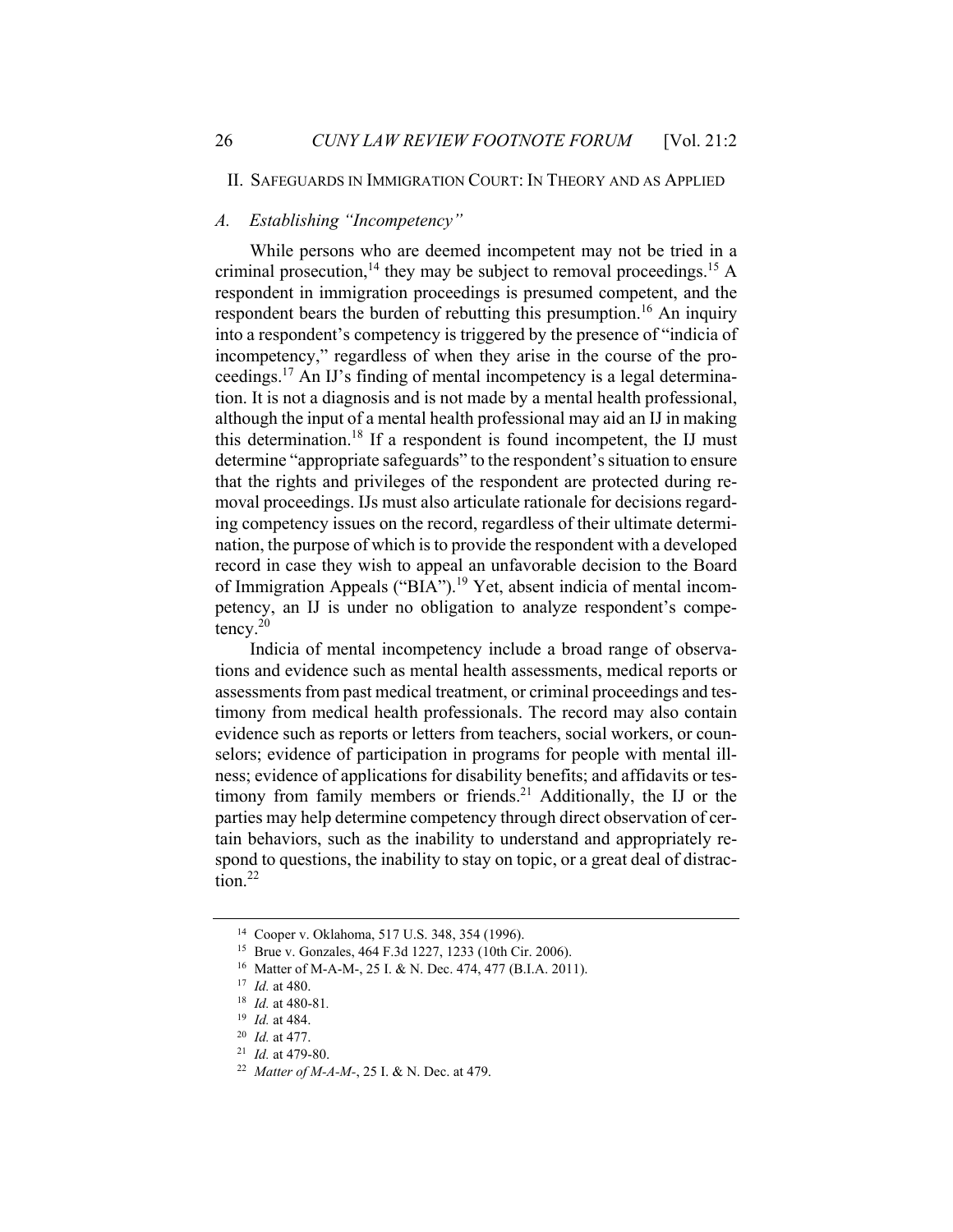## II. Safeguards in Immigration Court: In Theory and as Applied

### A. *Establishing "Incompetency"*

While persons who are deemed incompetent may not be tried in a criminal prosecution,[14] they may be subject to removal proceedings.[15] A respondent in immigration proceedings is presumed competent, and the respondent bears the burden of rebutting this presumption.[16] An inquiry into a respondent's competency is triggered by the presence of "indicia of incompetency," regardless of when they arise in the course of the proceedings.[17] An IJ's finding of mental incompetency is a legal determination. It is not a diagnosis and is not made by a mental health professional, although the input of a mental health professional may aid an IJ in making this determination.[18] If a respondent is found incompetent, the IJ must determine "appropriate safeguards" to the respondent's situation to ensure that the rights and privileges of the respondent are protected during removal proceedings. IJs must also articulate rationale for decisions regarding competency issues on the record, regardless of their ultimate determination, the purpose of which is to provide the respondent with a developed record in case they wish to appeal an unfavorable decision to the Board of Immigration Appeals ("BIA").[19] Yet, absent indicia of mental incompetency, an IJ is under no obligation to analyze respondent's competency.[20]

Indicia of mental incompetency include a broad range of observations and evidence such as mental health assessments, medical reports or assessments from past medical treatment, or criminal proceedings and testimony from medical health professionals. The record may also contain evidence such as reports or letters from teachers, social workers, or counselors; evidence of participation in programs for people with mental illness; evidence of applications for disability benefits; and affidavits or testimony from family members or friends.[21] Additionally, the IJ or the parties may help determine competency through direct observation of certain behaviors, such as the inability to understand and appropriately respond to questions, the inability to stay on topic, or a great deal of distraction.[22]

---

[14] Cooper v. Oklahoma, 517 U.S. 348, 354 (1996).

[15] Brue v. Gonzales, 464 F.3d 1227, 1233 (10th Cir. 2006).

[16] Matter of M-A-M-, 25 I. & N. Dec. 474, 477 (B.I.A. 2011).

[17] *Id.* at 480.

[18] *Id.* at 480-81.

[19] *Id.* at 484.

[20] *Id.* at 477.

[21] *Id.* at 479-80.

[22] *Matter of M-A-M-*, 25 I. & N. Dec. at 479.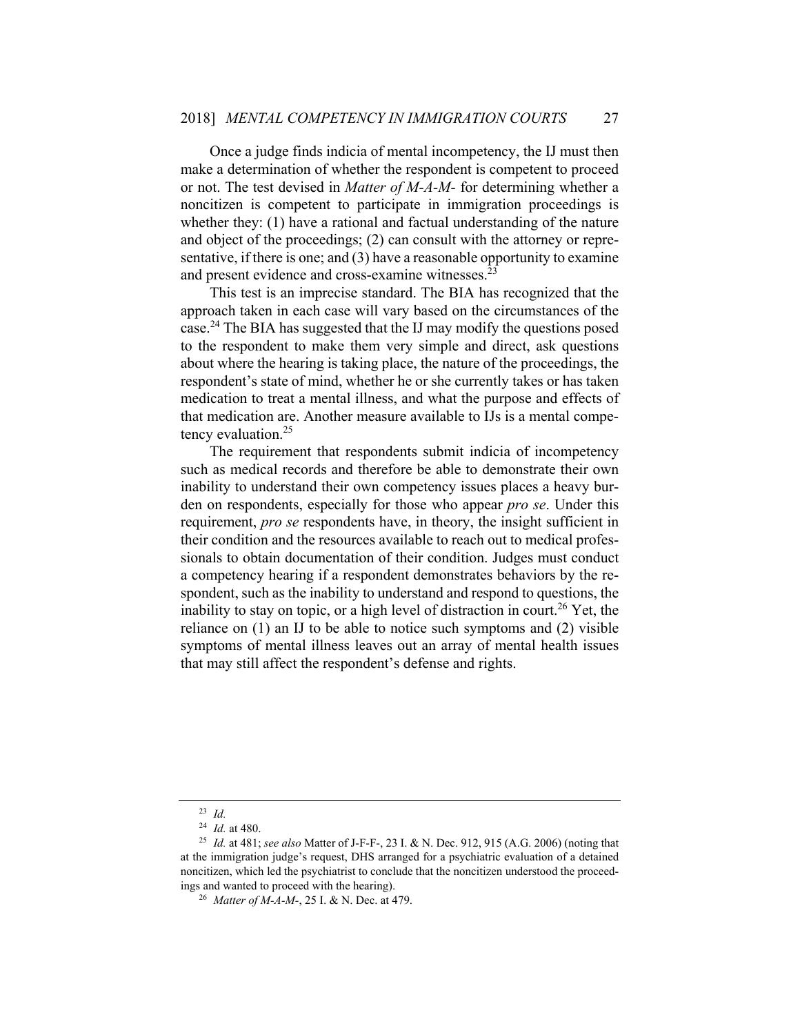Once a judge finds indicia of mental incompetency, the IJ must then make a determination of whether the respondent is competent to proceed or not. The test devised in *Matter of M-A-M-* for determining whether a noncitizen is competent to participate in immigration proceedings is whether they: (1) have a rational and factual understanding of the nature and object of the proceedings; (2) can consult with the attorney or representative, if there is one; and (3) have a reasonable opportunity to examine and present evidence and cross-examine witnesses.[23]

This test is an imprecise standard. The BIA has recognized that the approach taken in each case will vary based on the circumstances of the case.[24] The BIA has suggested that the IJ may modify the questions posed to the respondent to make them very simple and direct, ask questions about where the hearing is taking place, the nature of the proceedings, the respondent's state of mind, whether he or she currently takes or has taken medication to treat a mental illness, and what the purpose and effects of that medication are. Another measure available to IJs is a mental competency evaluation.[25]

The requirement that respondents submit indicia of incompetency such as medical records and therefore be able to demonstrate their own inability to understand their own competency issues places a heavy burden on respondents, especially for those who appear *pro se*. Under this requirement, *pro se* respondents have, in theory, the insight sufficient in their condition and the resources available to reach out to medical professionals to obtain documentation of their condition. Judges must conduct a competency hearing if a respondent demonstrates behaviors by the respondent, such as the inability to understand and respond to questions, the inability to stay on topic, or a high level of distraction in court.[26] Yet, the reliance on (1) an IJ to be able to notice such symptoms and (2) visible symptoms of mental illness leaves out an array of mental health issues that may still affect the respondent's defense and rights.

---

[23] *Id.*

[24] *Id.* at 480.

[25] *Id.* at 481; *see also* Matter of J-F-F-, 23 I. & N. Dec. 912, 915 (A.G. 2006) (noting that at the immigration judge's request, DHS arranged for a psychiatric evaluation of a detained noncitizen, which led the psychiatrist to conclude that the noncitizen understood the proceedings and wanted to proceed with the hearing).

[26] *Matter of M-A-M-*, 25 I. & N. Dec. at 479.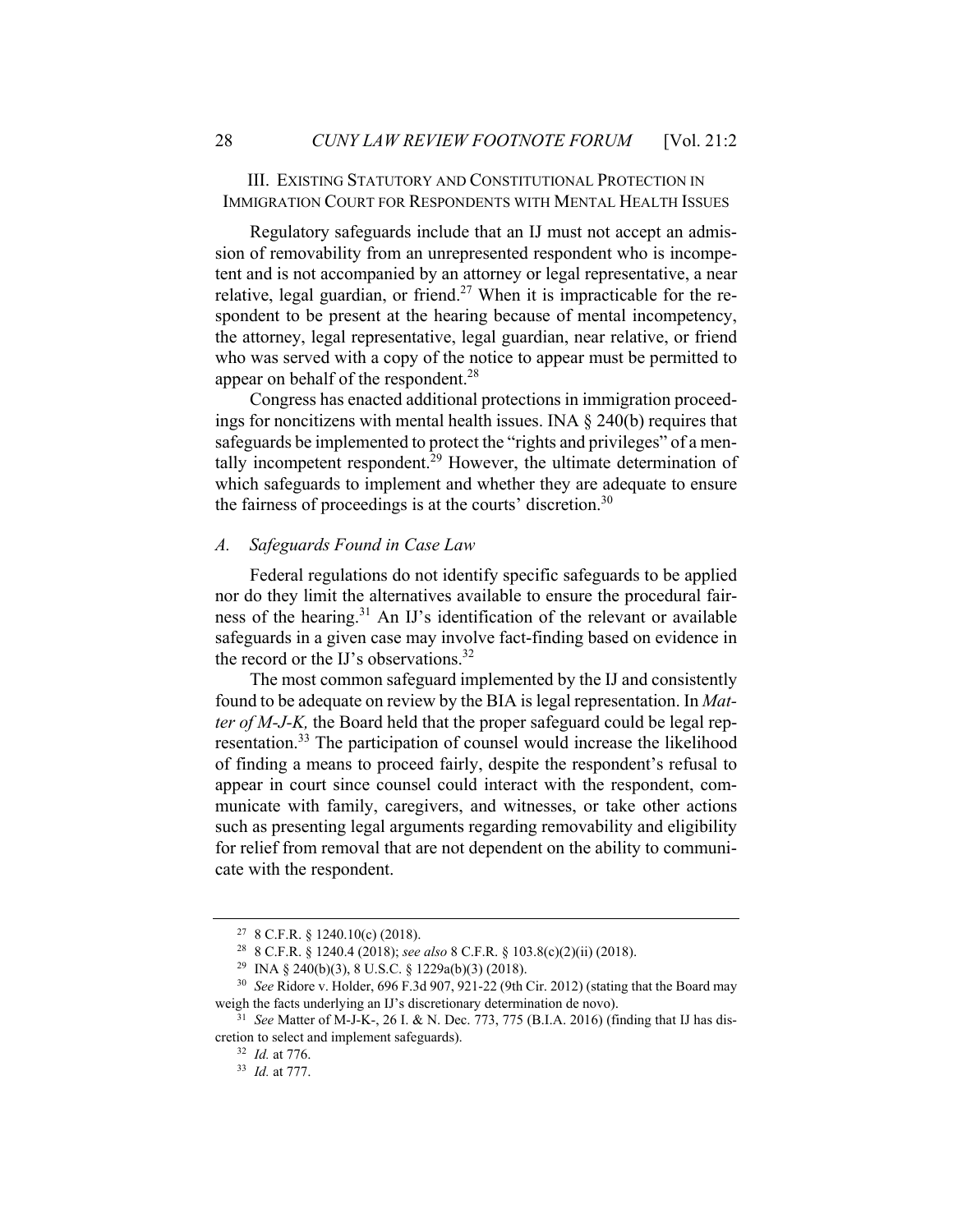## III. Existing Statutory and Constitutional Protection in Immigration Court for Respondents with Mental Health Issues

Regulatory safeguards include that an IJ must not accept an admission of removability from an unrepresented respondent who is incompetent and is not accompanied by an attorney or legal representative, a near relative, legal guardian, or friend.[27] When it is impracticable for the respondent to be present at the hearing because of mental incompetency, the attorney, legal representative, legal guardian, near relative, or friend who was served with a copy of the notice to appear must be permitted to appear on behalf of the respondent.[28]

Congress has enacted additional protections in immigration proceedings for noncitizens with mental health issues. INA § 240(b) requires that safeguards be implemented to protect the "rights and privileges" of a mentally incompetent respondent.[29] However, the ultimate determination of which safeguards to implement and whether they are adequate to ensure the fairness of proceedings is at the courts' discretion.[30]

### *A. Safeguards Found in Case Law*

Federal regulations do not identify specific safeguards to be applied nor do they limit the alternatives available to ensure the procedural fairness of the hearing.[31] An IJ's identification of the relevant or available safeguards in a given case may involve fact-finding based on evidence in the record or the IJ's observations.[32]

The most common safeguard implemented by the IJ and consistently found to be adequate on review by the BIA is legal representation. In *Matter of M-J-K,* the Board held that the proper safeguard could be legal representation.[33] The participation of counsel would increase the likelihood of finding a means to proceed fairly, despite the respondent's refusal to appear in court since counsel could interact with the respondent, communicate with family, caregivers, and witnesses, or take other actions such as presenting legal arguments regarding removability and eligibility for relief from removal that are not dependent on the ability to communicate with the respondent.

---

[27] 8 C.F.R. § 1240.10(c) (2018).

[28] 8 C.F.R. § 1240.4 (2018); *see also* 8 C.F.R. § 103.8(c)(2)(ii) (2018).

[29] INA § 240(b)(3), 8 U.S.C. § 1229a(b)(3) (2018).

[30] *See* Ridore v. Holder, 696 F.3d 907, 921-22 (9th Cir. 2012) (stating that the Board may weigh the facts underlying an IJ's discretionary determination de novo).

[31] *See* Matter of M-J-K-, 26 I. & N. Dec. 773, 775 (B.I.A. 2016) (finding that IJ has discretion to select and implement safeguards).

[32] *Id.* at 776.

[33] *Id.* at 777.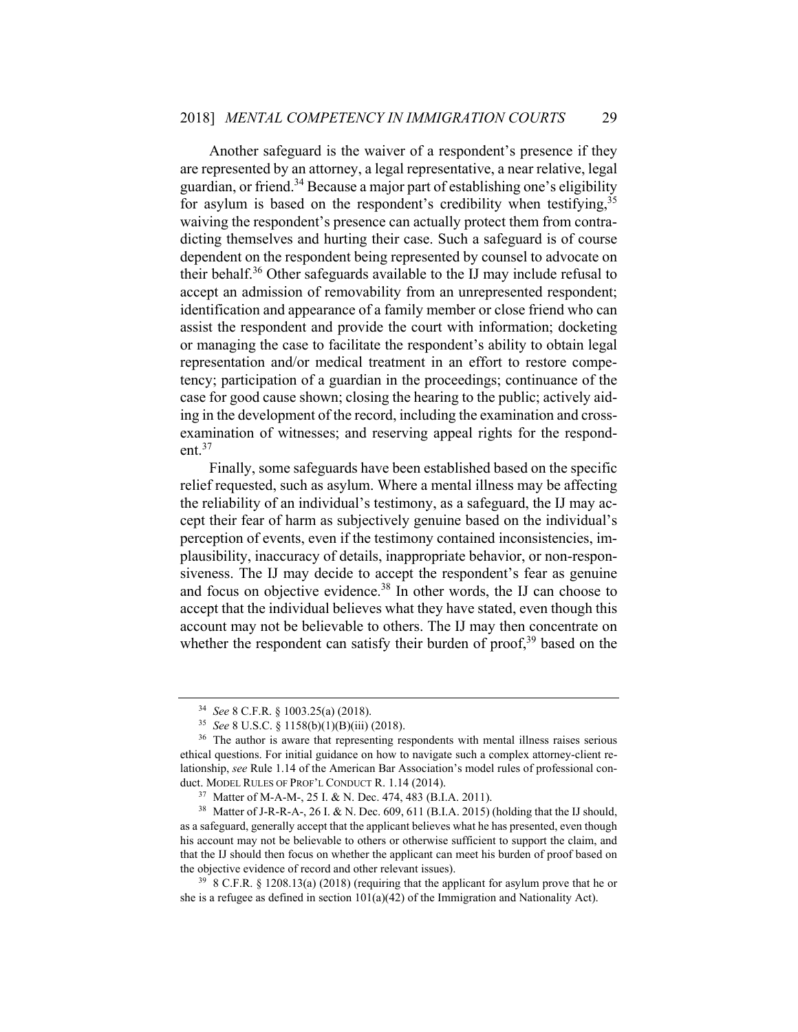Another safeguard is the waiver of a respondent's presence if they are represented by an attorney, a legal representative, a near relative, legal guardian, or friend.[34] Because a major part of establishing one's eligibility for asylum is based on the respondent's credibility when testifying,[35] waiving the respondent's presence can actually protect them from contradicting themselves and hurting their case. Such a safeguard is of course dependent on the respondent being represented by counsel to advocate on their behalf.[36] Other safeguards available to the IJ may include refusal to accept an admission of removability from an unrepresented respondent; identification and appearance of a family member or close friend who can assist the respondent and provide the court with information; docketing or managing the case to facilitate the respondent's ability to obtain legal representation and/or medical treatment in an effort to restore competency; participation of a guardian in the proceedings; continuance of the case for good cause shown; closing the hearing to the public; actively aiding in the development of the record, including the examination and cross-examination of witnesses; and reserving appeal rights for the respondent.[37]

Finally, some safeguards have been established based on the specific relief requested, such as asylum. Where a mental illness may be affecting the reliability of an individual's testimony, as a safeguard, the IJ may accept their fear of harm as subjectively genuine based on the individual's perception of events, even if the testimony contained inconsistencies, implausibility, inaccuracy of details, inappropriate behavior, or non-responsiveness. The IJ may decide to accept the respondent's fear as genuine and focus on objective evidence.[38] In other words, the IJ can choose to accept that the individual believes what they have stated, even though this account may not be believable to others. The IJ may then concentrate on whether the respondent can satisfy their burden of proof,[39] based on the

---

[34] *See* 8 C.F.R. § 1003.25(a) (2018).

[35] *See* 8 U.S.C. § 1158(b)(1)(B)(iii) (2018).

[36] The author is aware that representing respondents with mental illness raises serious ethical questions. For initial guidance on how to navigate such a complex attorney-client relationship, *see* Rule 1.14 of the American Bar Association's model rules of professional conduct. MODEL RULES OF PROF'L CONDUCT R. 1.14 (2014).

[37] Matter of M-A-M-, 25 I. & N. Dec. 474, 483 (B.I.A. 2011).

[38] Matter of J-R-R-A-, 26 I. & N. Dec. 609, 611 (B.I.A. 2015) (holding that the IJ should, as a safeguard, generally accept that the applicant believes what he has presented, even though his account may not be believable to others or otherwise sufficient to support the claim, and that the IJ should then focus on whether the applicant can meet his burden of proof based on the objective evidence of record and other relevant issues).

[39] 8 C.F.R. § 1208.13(a) (2018) (requiring that the applicant for asylum prove that he or she is a refugee as defined in section 101(a)(42) of the Immigration and Nationality Act).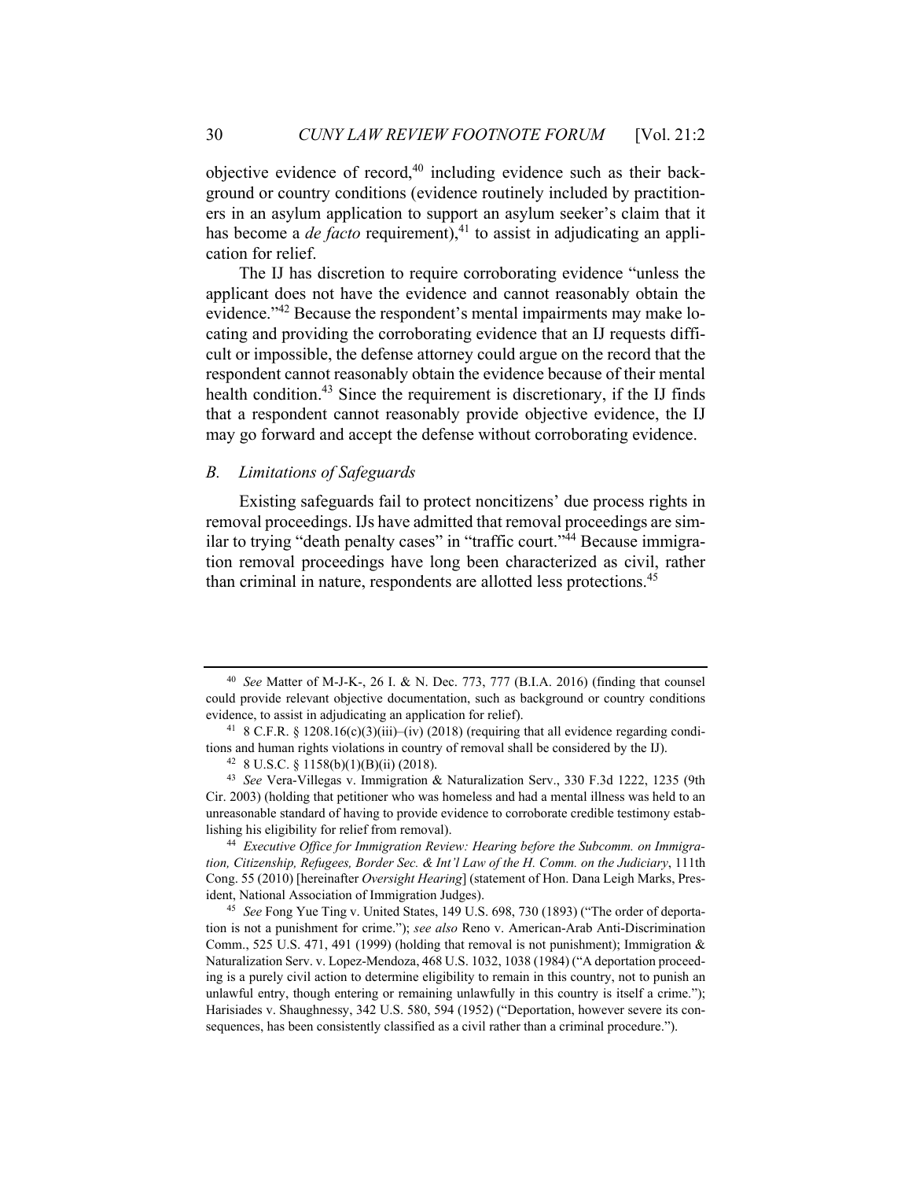objective evidence of record,[40] including evidence such as their background or country conditions (evidence routinely included by practitioners in an asylum application to support an asylum seeker's claim that it has become a *de facto* requirement),[41] to assist in adjudicating an application for relief.

The IJ has discretion to require corroborating evidence "unless the applicant does not have the evidence and cannot reasonably obtain the evidence."[42] Because the respondent's mental impairments may make locating and providing the corroborating evidence that an IJ requests difficult or impossible, the defense attorney could argue on the record that the respondent cannot reasonably obtain the evidence because of their mental health condition.[43] Since the requirement is discretionary, if the IJ finds that a respondent cannot reasonably provide objective evidence, the IJ may go forward and accept the defense without corroborating evidence.

### *B. Limitations of Safeguards*

Existing safeguards fail to protect noncitizens' due process rights in removal proceedings. IJs have admitted that removal proceedings are similar to trying "death penalty cases" in "traffic court."[44] Because immigration removal proceedings have long been characterized as civil, rather than criminal in nature, respondents are allotted less protections.[45]

---

[40] *See* Matter of M-J-K-, 26 I. & N. Dec. 773, 777 (B.I.A. 2016) (finding that counsel could provide relevant objective documentation, such as background or country conditions evidence, to assist in adjudicating an application for relief).

[41] 8 C.F.R. § 1208.16(c)(3)(iii)–(iv) (2018) (requiring that all evidence regarding conditions and human rights violations in country of removal shall be considered by the IJ).

[42] 8 U.S.C. § 1158(b)(1)(B)(ii) (2018).

[43] *See* Vera-Villegas v. Immigration & Naturalization Serv., 330 F.3d 1222, 1235 (9th Cir. 2003) (holding that petitioner who was homeless and had a mental illness was held to an unreasonable standard of having to provide evidence to corroborate credible testimony establishing his eligibility for relief from removal).

[44] *Executive Office for Immigration Review: Hearing before the Subcomm. on Immigration, Citizenship, Refugees, Border Sec. & Int'l Law of the H. Comm. on the Judiciary*, 111th Cong. 55 (2010) [hereinafter *Oversight Hearing*] (statement of Hon. Dana Leigh Marks, President, National Association of Immigration Judges).

[45] *See* Fong Yue Ting v. United States, 149 U.S. 698, 730 (1893) ("The order of deportation is not a punishment for crime."); *see also* Reno v. American-Arab Anti-Discrimination Comm., 525 U.S. 471, 491 (1999) (holding that removal is not punishment); Immigration & Naturalization Serv. v. Lopez-Mendoza, 468 U.S. 1032, 1038 (1984) ("A deportation proceeding is a purely civil action to determine eligibility to remain in this country, not to punish an unlawful entry, though entering or remaining unlawfully in this country is itself a crime."); Harisiades v. Shaughnessy, 342 U.S. 580, 594 (1952) ("Deportation, however severe its consequences, has been consistently classified as a civil rather than a criminal procedure.").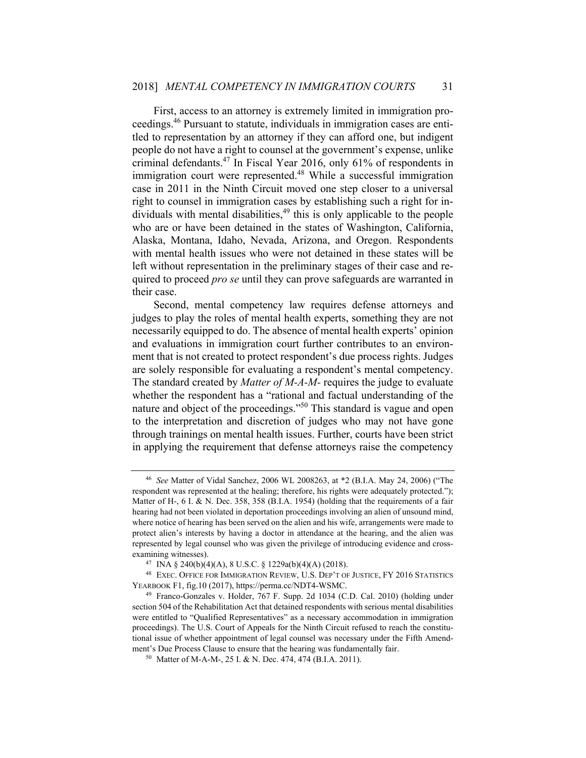First, access to an attorney is extremely limited in immigration proceedings.[46] Pursuant to statute, individuals in immigration cases are entitled to representation by an attorney if they can afford one, but indigent people do not have a right to counsel at the government's expense, unlike criminal defendants.[47] In Fiscal Year 2016, only 61% of respondents in immigration court were represented.[48] While a successful immigration case in 2011 in the Ninth Circuit moved one step closer to a universal right to counsel in immigration cases by establishing such a right for individuals with mental disabilities,[49] this is only applicable to the people who are or have been detained in the states of Washington, California, Alaska, Montana, Idaho, Nevada, Arizona, and Oregon. Respondents with mental health issues who were not detained in these states will be left without representation in the preliminary stages of their case and required to proceed *pro se* until they can prove safeguards are warranted in their case.

Second, mental competency law requires defense attorneys and judges to play the roles of mental health experts, something they are not necessarily equipped to do. The absence of mental health experts' opinion and evaluations in immigration court further contributes to an environment that is not created to protect respondent's due process rights. Judges are solely responsible for evaluating a respondent's mental competency. The standard created by *Matter of M-A-M-* requires the judge to evaluate whether the respondent has a "rational and factual understanding of the nature and object of the proceedings."[50] This standard is vague and open to the interpretation and discretion of judges who may not have gone through trainings on mental health issues. Further, courts have been strict in applying the requirement that defense attorneys raise the competency

---

[46] *See* Matter of Vidal Sanchez, 2006 WL 2008263, at *2 (B.I.A. May 24, 2006) ("The respondent was represented at the healing; therefore, his rights were adequately protected."); Matter of H-, 6 I. & N. Dec. 358, 358 (B.I.A. 1954) (holding that the requirements of a fair hearing had not been violated in deportation proceedings involving an alien of unsound mind, where notice of hearing has been served on the alien and his wife, arrangements were made to protect alien's interests by having a doctor in attendance at the hearing, and the alien was represented by legal counsel who was given the privilege of introducing evidence and cross-examining witnesses).

[47] INA § 240(b)(4)(A), 8 U.S.C. § 1229a(b)(4)(A) (2018).

[48] EXEC. OFFICE FOR IMMIGRATION REVIEW, U.S. DEP'T OF JUSTICE, FY 2016 STATISTICS YEARBOOK F1, fig.10 (2017), https://perma.cc/NDT4-WSMC.

[49] Franco-Gonzales v. Holder, 767 F. Supp. 2d 1034 (C.D. Cal. 2010) (holding under section 504 of the Rehabilitation Act that detained respondents with serious mental disabilities were entitled to "Qualified Representatives" as a necessary accommodation in immigration proceedings). The U.S. Court of Appeals for the Ninth Circuit refused to reach the constitutional issue of whether appointment of legal counsel was necessary under the Fifth Amendment's Due Process Clause to ensure that the hearing was fundamentally fair.

[50] Matter of M-A-M-, 25 I. & N. Dec. 474, 474 (B.I.A. 2011).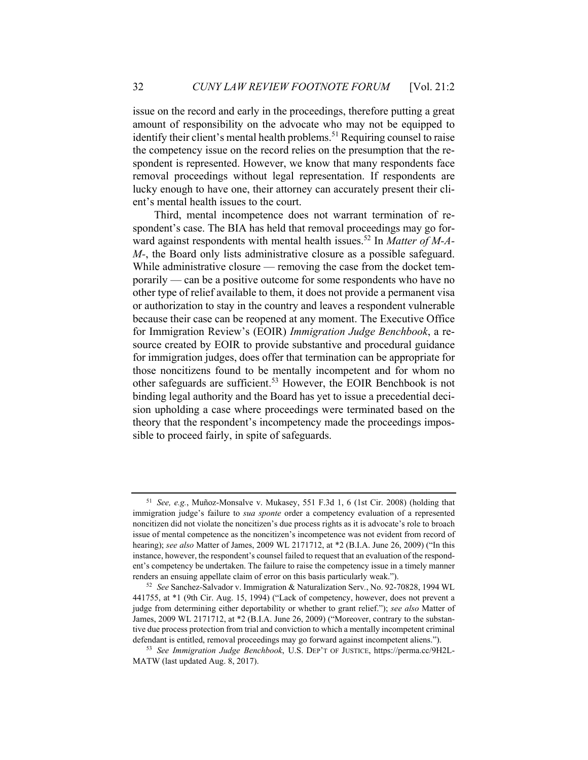issue on the record and early in the proceedings, therefore putting a great amount of responsibility on the advocate who may not be equipped to identify their client's mental health problems.[51] Requiring counsel to raise the competency issue on the record relies on the presumption that the respondent is represented. However, we know that many respondents face removal proceedings without legal representation. If respondents are lucky enough to have one, their attorney can accurately present their client's mental health issues to the court.

Third, mental incompetence does not warrant termination of respondent's case. The BIA has held that removal proceedings may go forward against respondents with mental health issues.[52] In *Matter of M-A-M-*, the Board only lists administrative closure as a possible safeguard. While administrative closure — removing the case from the docket temporarily — can be a positive outcome for some respondents who have no other type of relief available to them, it does not provide a permanent visa or authorization to stay in the country and leaves a respondent vulnerable because their case can be reopened at any moment. The Executive Office for Immigration Review's (EOIR) *Immigration Judge Benchbook*, a resource created by EOIR to provide substantive and procedural guidance for immigration judges, does offer that termination can be appropriate for those noncitizens found to be mentally incompetent and for whom no other safeguards are sufficient.[53] However, the EOIR Benchbook is not binding legal authority and the Board has yet to issue a precedential decision upholding a case where proceedings were terminated based on the theory that the respondent's incompetency made the proceedings impossible to proceed fairly, in spite of safeguards.

---

[51] *See, e.g.*, Muñoz-Monsalve v. Mukasey, 551 F.3d 1, 6 (1st Cir. 2008) (holding that immigration judge's failure to *sua sponte* order a competency evaluation of a represented noncitizen did not violate the noncitizen's due process rights as it is advocate's role to broach issue of mental competence as the noncitizen's incompetence was not evident from record of hearing); *see also* Matter of James, 2009 WL 2171712, at \*2 (B.I.A. June 26, 2009) ("In this instance, however, the respondent's counsel failed to request that an evaluation of the respondent's competency be undertaken. The failure to raise the competency issue in a timely manner renders an ensuing appellate claim of error on this basis particularly weak.").

[52] *See* Sanchez-Salvador v. Immigration & Naturalization Serv., No. 92-70828, 1994 WL 441755, at \*1 (9th Cir. Aug. 15, 1994) ("Lack of competency, however, does not prevent a judge from determining either deportability or whether to grant relief."); *see also* Matter of James, 2009 WL 2171712, at \*2 (B.I.A. June 26, 2009) ("Moreover, contrary to the substantive due process protection from trial and conviction to which a mentally incompetent criminal defendant is entitled, removal proceedings may go forward against incompetent aliens.").

[53] *See Immigration Judge Benchbook*, U.S. DEP'T OF JUSTICE, https://perma.cc/9H2L-MATW (last updated Aug. 8, 2017).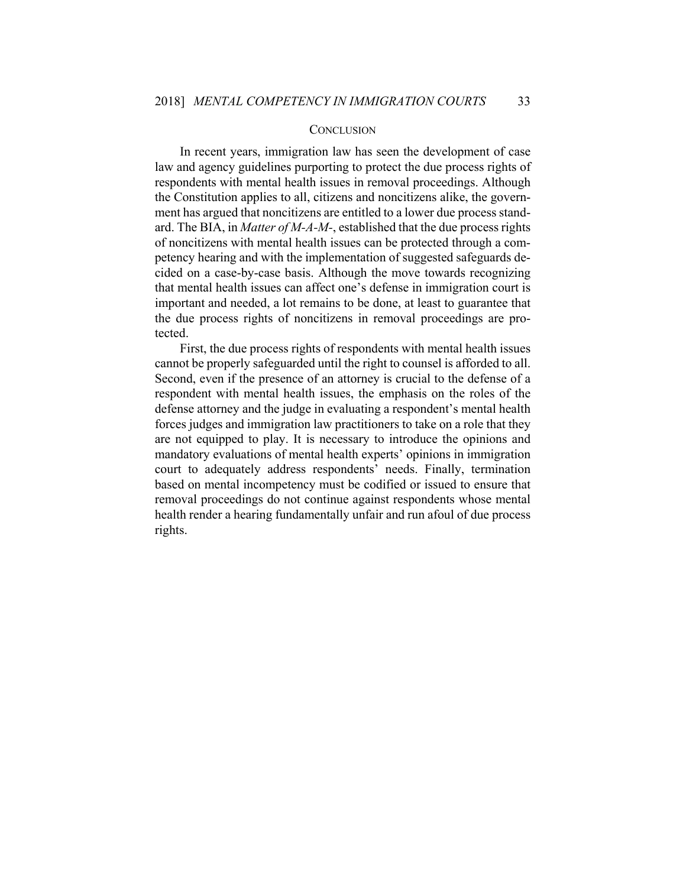## CONCLUSION

In recent years, immigration law has seen the development of case law and agency guidelines purporting to protect the due process rights of respondents with mental health issues in removal proceedings. Although the Constitution applies to all, citizens and noncitizens alike, the government has argued that noncitizens are entitled to a lower due process standard. The BIA, in *Matter of M-A-M-*, established that the due process rights of noncitizens with mental health issues can be protected through a competency hearing and with the implementation of suggested safeguards decided on a case-by-case basis. Although the move towards recognizing that mental health issues can affect one's defense in immigration court is important and needed, a lot remains to be done, at least to guarantee that the due process rights of noncitizens in removal proceedings are protected.

First, the due process rights of respondents with mental health issues cannot be properly safeguarded until the right to counsel is afforded to all. Second, even if the presence of an attorney is crucial to the defense of a respondent with mental health issues, the emphasis on the roles of the defense attorney and the judge in evaluating a respondent's mental health forces judges and immigration law practitioners to take on a role that they are not equipped to play. It is necessary to introduce the opinions and mandatory evaluations of mental health experts' opinions in immigration court to adequately address respondents' needs. Finally, termination based on mental incompetency must be codified or issued to ensure that removal proceedings do not continue against respondents whose mental health render a hearing fundamentally unfair and run afoul of due process rights.